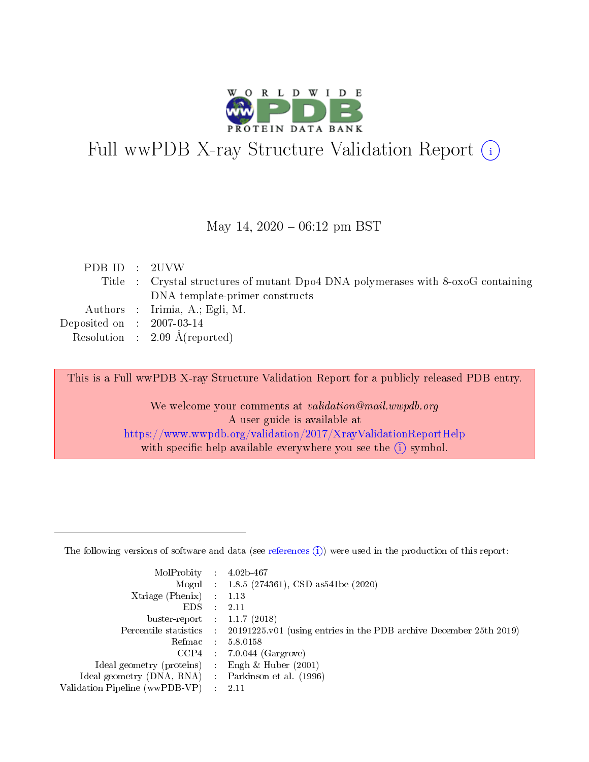# Full wwPDB X-ray Structure Validation Report ⓘ

May 14, 2020 – 06:12 pm BST

| | | |
|---|---|---|
| PDB ID | : | 2UVW |
| Title | : | Crystal structures of mutant Dpo4 DNA polymerases with 8-oxoG containing DNA template-primer constructs |
| Authors | : | Irimia, A.; Egli, M. |
| Deposited on | : | 2007-03-14 |
| Resolution | : | 2.09 Å(reported) |

This is a Full wwPDB X-ray Structure Validation Report for a publicly released PDB entry.

We welcome your comments at *validation@mail.wwpdb.org*
A user guide is available at
https://www.wwpdb.org/validation/2017/XrayValidationReportHelp
with specific help available everywhere you see the ⓘ symbol.

---

The following versions of software and data (see references ⓘ) were used in the production of this report:

| | | |
|---|---|---|
| MolProbity | : | 4.02b-467 |
| Mogul | : | 1.8.5 (274361), CSD as541be (2020) |
| Xtriage (Phenix) | : | 1.13 |
| EDS | : | 2.11 |
| buster-report | : | 1.1.7 (2018) |
| Percentile statistics | : | 20191225.v01 (using entries in the PDB archive December 25th 2019) |
| Refmac | : | 5.8.0158 |
| CCP4 | : | 7.0.044 (Gargrove) |
| Ideal geometry (proteins) | : | Engh & Huber (2001) |
| Ideal geometry (DNA, RNA) | : | Parkinson et al. (1996) |
| Validation Pipeline (wwPDB-VP) | : | 2.11 |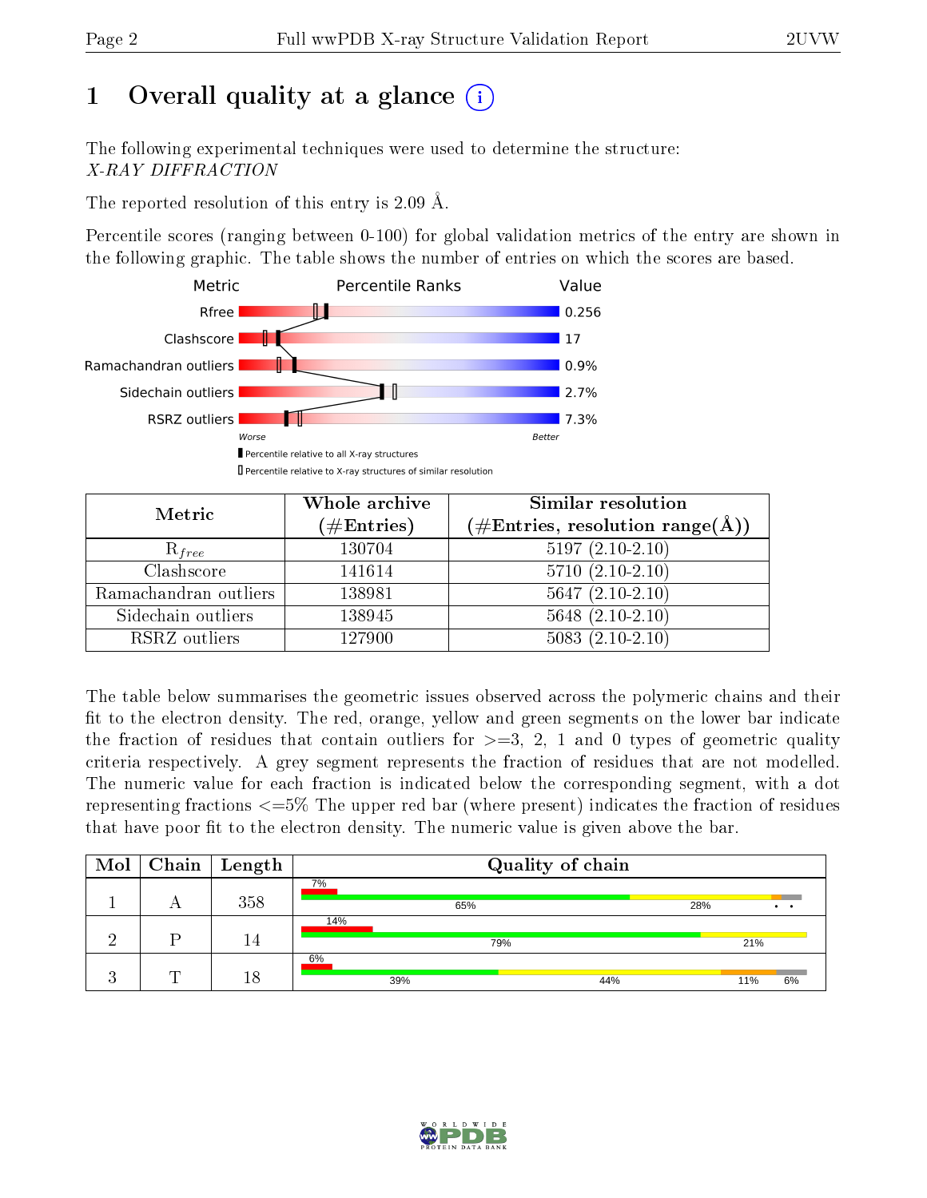# 1 Overall quality at a glance (i)

The following experimental techniques were used to determine the structure:
*X-RAY DIFFRACTION*

The reported resolution of this entry is 2.09 Å.

Percentile scores (ranging between 0-100) for global validation metrics of the entry are shown in the following graphic. The table shows the number of entries on which the scores are based.

| Metric | Value |
|---|---|
| Rfree | 0.256 |
| Clashscore | 17 |
| Ramachandran outliers | 0.9% |
| Sidechain outliers | 2.7% |
| RSRZ outliers | 7.3% |

Worse — Better

▮ Percentile relative to all X-ray structures
▯ Percentile relative to X-ray structures of similar resolution

| Metric | Whole archive (#Entries) | Similar resolution (#Entries, resolution range(Å)) |
|---|---|---|
| $R_{free}$ | 130704 | 5197 (2.10-2.10) |
| Clashscore | 141614 | 5710 (2.10-2.10) |
| Ramachandran outliers | 138981 | 5647 (2.10-2.10) |
| Sidechain outliers | 138945 | 5648 (2.10-2.10) |
| RSRZ outliers | 127900 | 5083 (2.10-2.10) |

The table below summarises the geometric issues observed across the polymeric chains and their fit to the electron density. The red, orange, yellow and green segments on the lower bar indicate the fraction of residues that contain outliers for >=3, 2, 1 and 0 types of geometric quality criteria respectively. A grey segment represents the fraction of residues that are not modelled. The numeric value for each fraction is indicated below the corresponding segment, with a dot representing fractions <=5% The upper red bar (where present) indicates the fraction of residues that have poor fit to the electron density. The numeric value is given above the bar.

| Mol | Chain | Length | Quality of chain |
|---|---|---|---|
| 1 | A | 358 | 7% / 65%, 28%, •, • |
| 2 | P | 14 | 14% / 79%, 21% |
| 3 | T | 18 | 6% / 39%, 44%, 11%, 6% |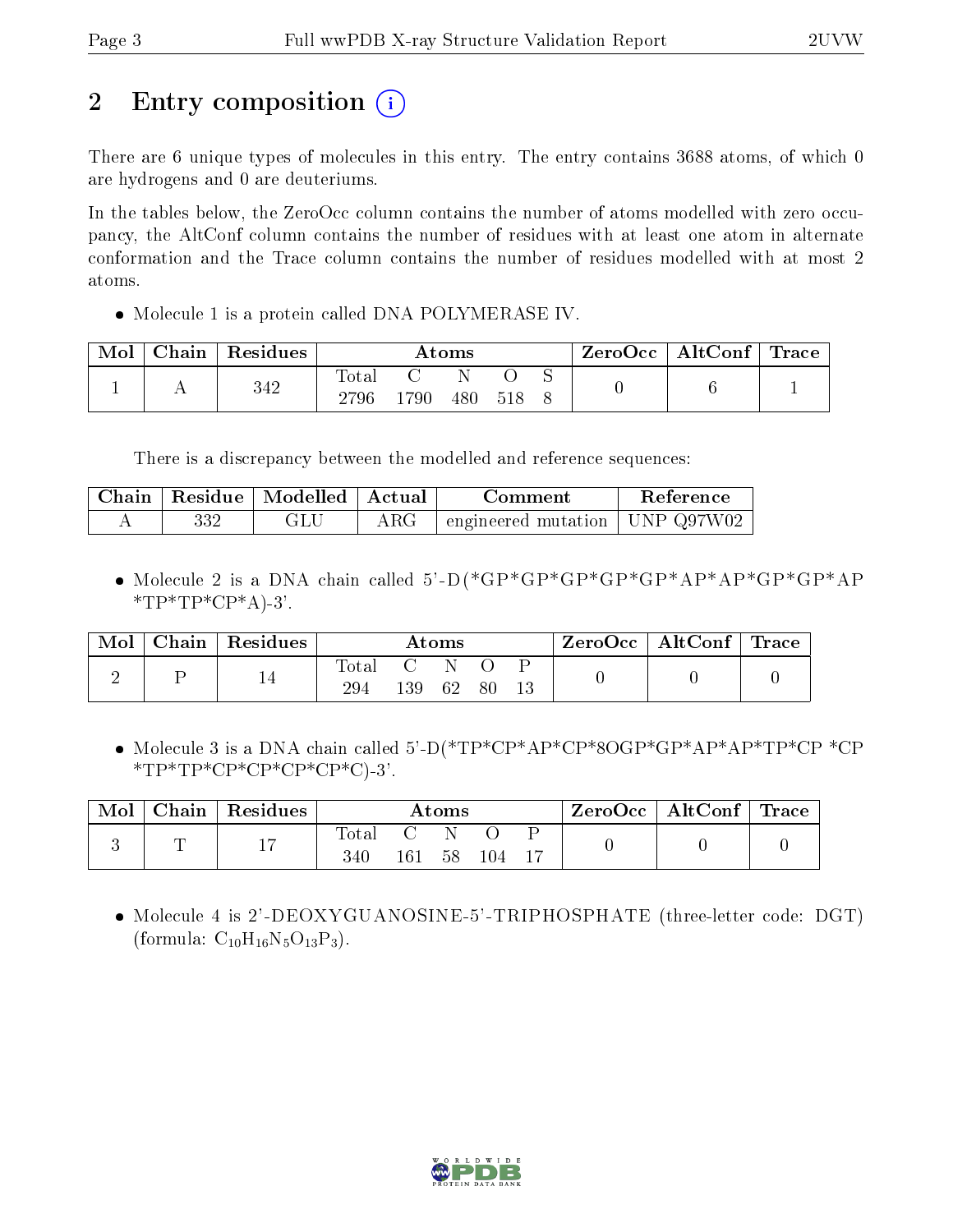# 2 Entry composition (i)

There are 6 unique types of molecules in this entry. The entry contains 3688 atoms, of which 0 are hydrogens and 0 are deuteriums.

In the tables below, the ZeroOcc column contains the number of atoms modelled with zero occupancy, the AltConf column contains the number of residues with at least one atom in alternate conformation and the Trace column contains the number of residues modelled with at most 2 atoms.

- Molecule 1 is a protein called DNA POLYMERASE IV.

| Mol | Chain | Residues | Atoms | | | | | ZeroOcc | AltConf | Trace |
|---|---|---|---|---|---|---|---|---|---|---|
| 1 | A | 342 | Total<br>2796 | C<br>1790 | N<br>480 | O<br>518 | S<br>8 | 0 | 6 | 1 |

There is a discrepancy between the modelled and reference sequences:

| Chain | Residue | Modelled | Actual | Comment | Reference |
|---|---|---|---|---|---|
| A | 332 | GLU | ARG | engineered mutation | UNP Q97W02 |

- Molecule 2 is a DNA chain called 5'-D(*GP*GP*GP*GP*GP*AP*AP*GP*GP*AP *TP*TP*CP*A)-3'.

| Mol | Chain | Residues | Atoms | | | | | ZeroOcc | AltConf | Trace |
|---|---|---|---|---|---|---|---|---|---|---|
| 2 | P | 14 | Total<br>294 | C<br>139 | N<br>62 | O<br>80 | P<br>13 | 0 | 0 | 0 |

- Molecule 3 is a DNA chain called 5'-D(*TP*CP*AP*CP*8OGP*GP*AP*AP*TP*CP *CP *TP*TP*CP*CP*CP*CP*C)-3'.

| Mol | Chain | Residues | Atoms | | | | | ZeroOcc | AltConf | Trace |
|---|---|---|---|---|---|---|---|---|---|---|
| 3 | T | 17 | Total<br>340 | C<br>161 | N<br>58 | O<br>104 | P<br>17 | 0 | 0 | 0 |

- Molecule 4 is 2'-DEOXYGUANOSINE-5'-TRIPHOSPHATE (three-letter code: DGT) (formula: $C_{10}H_{16}N_5O_{13}P_3$).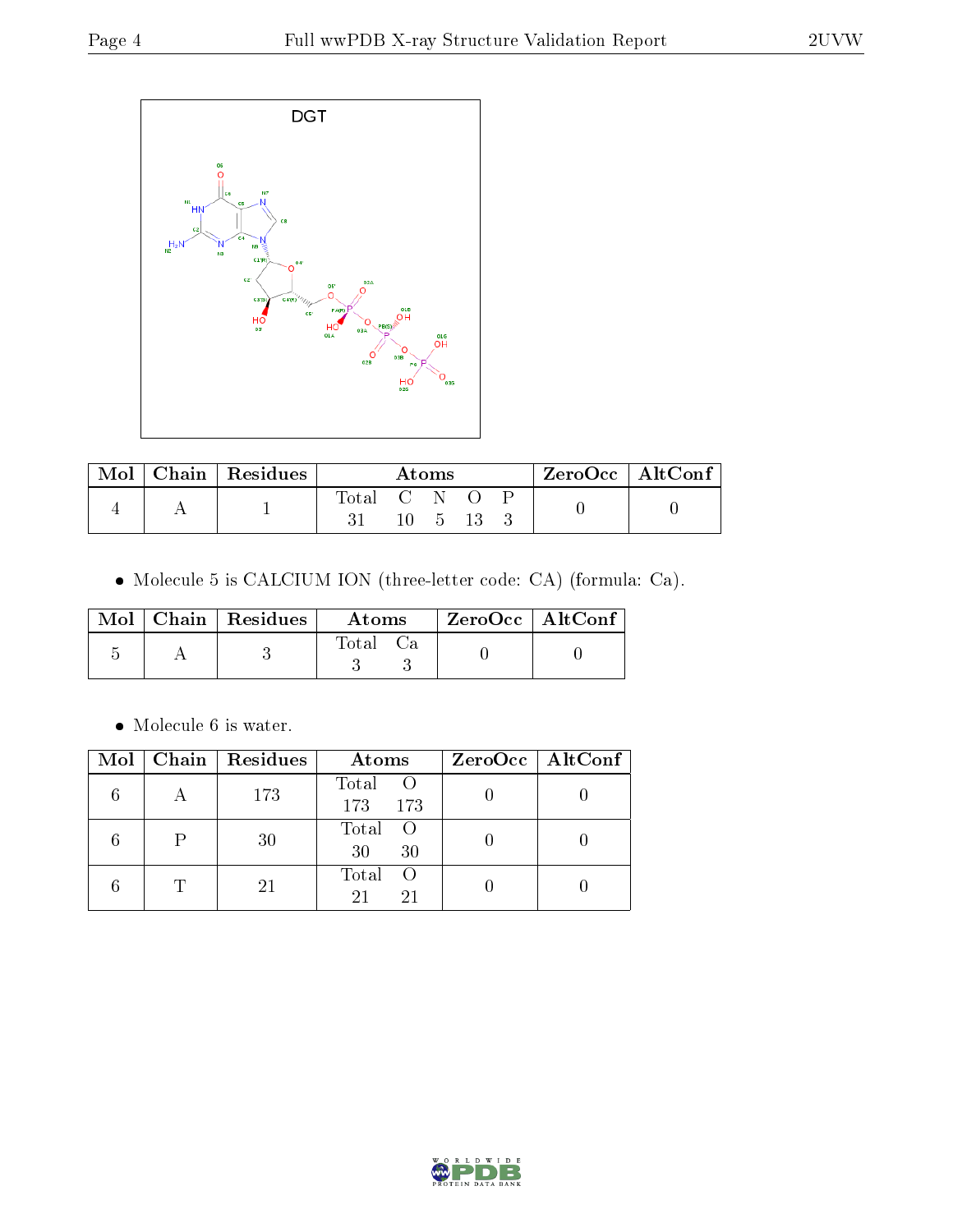DGT

| Mol | Chain | Residues | Atoms | | | | | ZeroOcc | AltConf |
|---|---|---|---|---|---|---|---|---|---|
| | | | Total | C | N | O | P | | |
| 4 | A | 1 | 31 | 10 | 5 | 13 | 3 | 0 | 0 |

- Molecule 5 is CALCIUM ION (three-letter code: CA) (formula: Ca).

| Mol | Chain | Residues | Atoms | | ZeroOcc | AltConf |
|---|---|---|---|---|---|---|
| | | | Total | Ca | | |
| 5 | A | 3 | 3 | 3 | 0 | 0 |

- Molecule 6 is water.

| Mol | Chain | Residues | Atoms | | ZeroOcc | AltConf |
|---|---|---|---|---|---|---|
| | | | Total | O | | |
| 6 | A | 173 | 173 | 173 | 0 | 0 |
| 6 | P | 30 | 30 | 30 | 0 | 0 |
| 6 | T | 21 | 21 | 21 | 0 | 0 |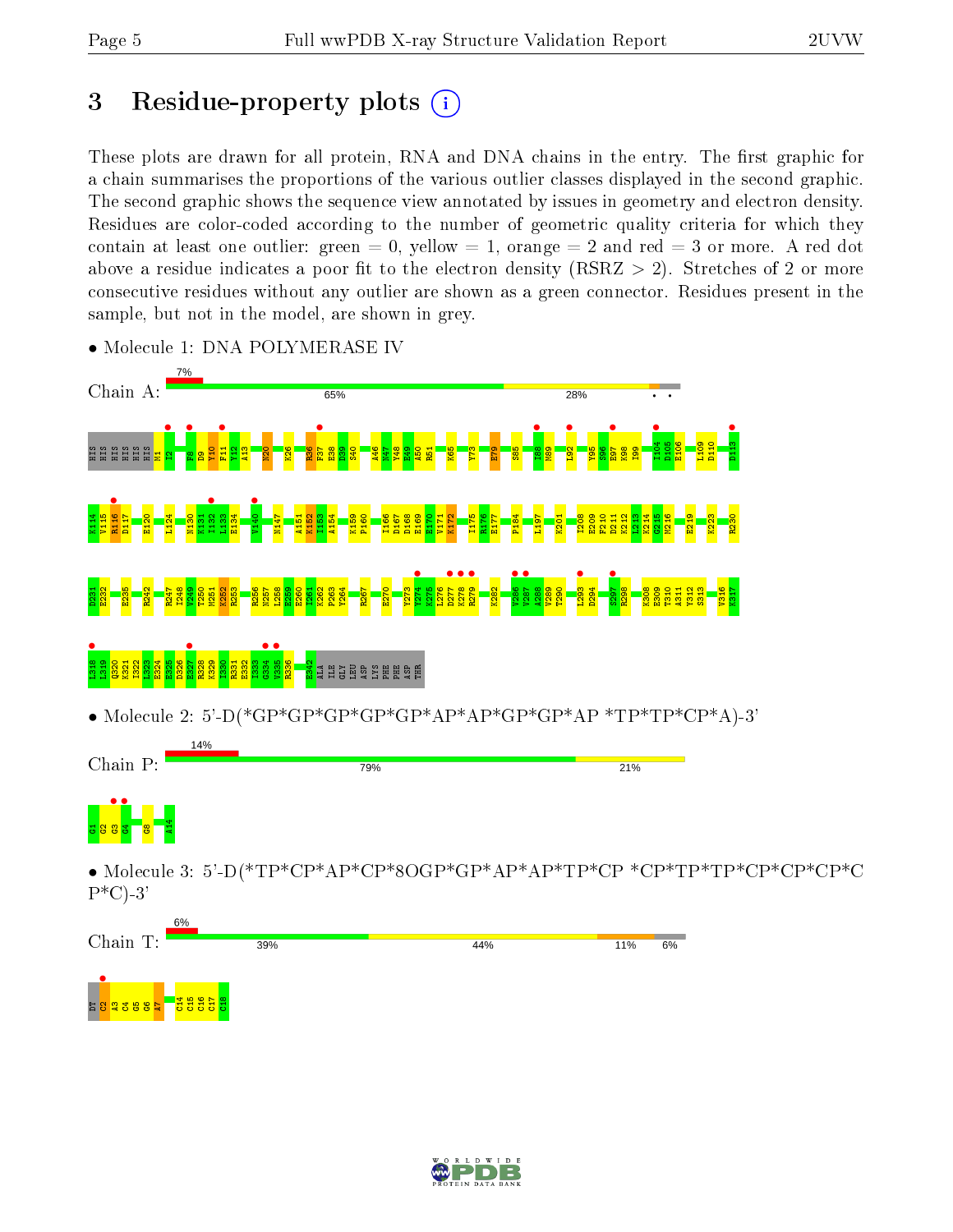# 3 Residue-property plots

These plots are drawn for all protein, RNA and DNA chains in the entry. The first graphic for a chain summarises the proportions of the various outlier classes displayed in the second graphic. The second graphic shows the sequence view annotated by issues in geometry and electron density. Residues are color-coded according to the number of geometric quality criteria for which they contain at least one outlier: green = 0, yellow = 1, orange = 2 and red = 3 or more. A red dot above a residue indicates a poor fit to the electron density (RSRZ > 2). Stretches of 2 or more consecutive residues without any outlier are shown as a green connector. Residues present in the sample, but not in the model, are shown in grey.

- Molecule 1: DNA POLYMERASE IV

Chain A: 7% | 65% | 28%

- Molecule 2: 5'-D(*GP*GP*GP*GP*GP*AP*AP*GP*GP*AP *TP*TP*CP*A)-3'

Chain P: 14% | 79% | 21%

- Molecule 3: 5'-D(*TP*CP*AP*CP*8OGP*GP*AP*AP*TP*CP *CP*TP*TP*CP*CP*CP*CP*C P*C)-3'

Chain T: 6% | 39% | 44% | 11% | 6%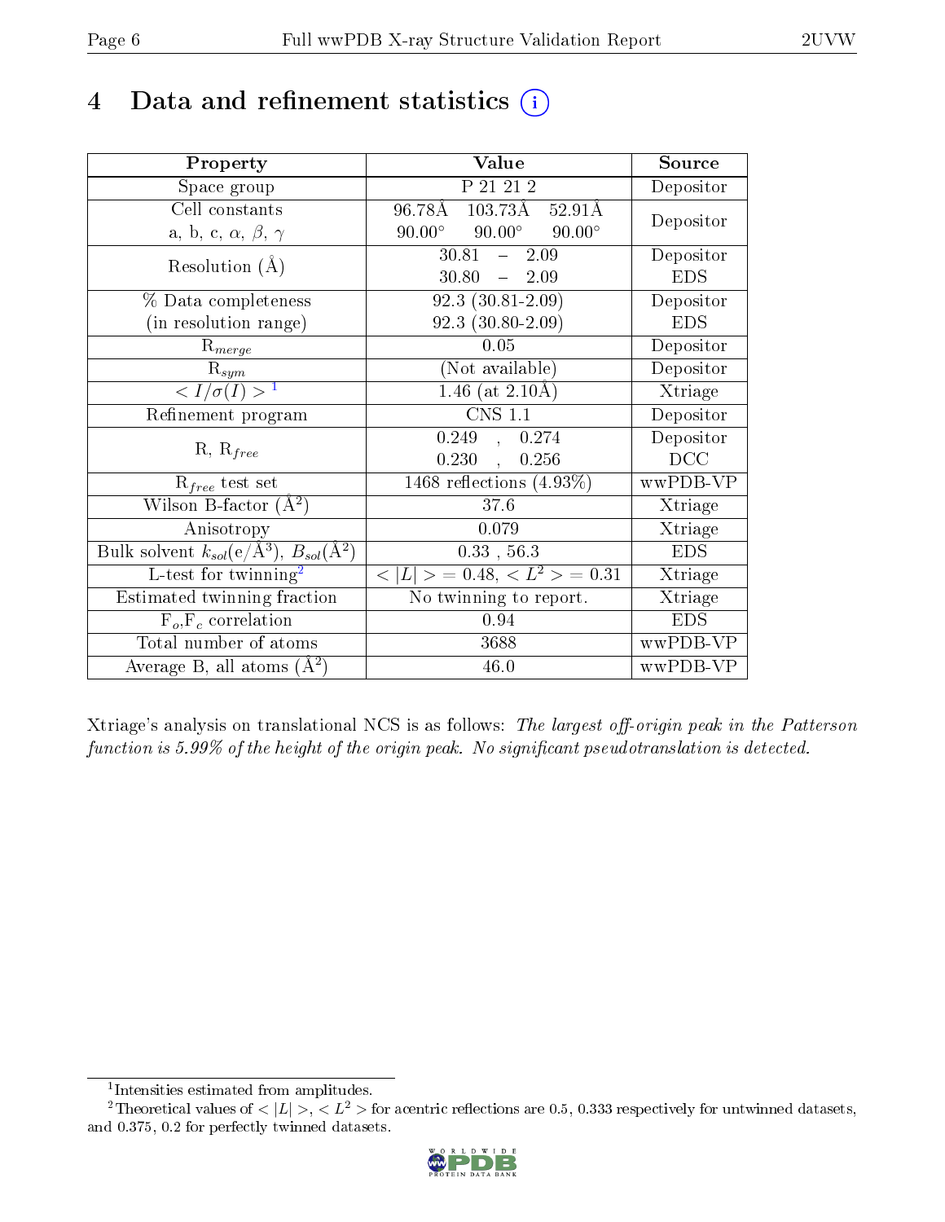# 4 Data and refinement statistics (i)

| Property | Value | Source |
|---|---|---|
| Space group | P 21 21 2 | Depositor |
| Cell constants<br>a, b, c, $\alpha$, $\beta$, $\gamma$ | 96.78Å 103.73Å 52.91Å<br>90.00° 90.00° 90.00° | Depositor |
| Resolution (Å) | 30.81 – 2.09<br>30.80 – 2.09 | Depositor<br>EDS |
| % Data completeness<br>(in resolution range) | 92.3 (30.81-2.09)<br>92.3 (30.80-2.09) | Depositor<br>EDS |
| $R_{merge}$ | 0.05 | Depositor |
| $R_{sym}$ | (Not available) | Depositor |
| $< I/\sigma(I) >$ [1] | 1.46 (at 2.10Å) | Xtriage |
| Refinement program | CNS 1.1 | Depositor |
| R, $R_{free}$ | 0.249 , 0.274<br>0.230 , 0.256 | Depositor<br>DCC |
| $R_{free}$ test set | 1468 reflections (4.93%) | wwPDB-VP |
| Wilson B-factor (Å$^2$) | 37.6 | Xtriage |
| Anisotropy | 0.079 | Xtriage |
| Bulk solvent $k_{sol}$(e/Å$^3$), $B_{sol}$(Å$^2$) | 0.33 , 56.3 | EDS |
| L-test for twinning[2] | $< \|L\| >$ = 0.48, $< L^2 >$ = 0.31 | Xtriage |
| Estimated twinning fraction | No twinning to report. | Xtriage |
| $F_o$,$F_c$ correlation | 0.94 | EDS |
| Total number of atoms | 3688 | wwPDB-VP |
| Average B, all atoms (Å$^2$) | 46.0 | wwPDB-VP |

Xtriage's analysis on translational NCS is as follows: *The largest off-origin peak in the Patterson function is 5.99% of the height of the origin peak. No significant pseudotranslation is detected.*

[1] Intensities estimated from amplitudes.

[2] Theoretical values of $< |L| >$, $< L^2 >$ for acentric reflections are 0.5, 0.333 respectively for untwinned datasets, and 0.375, 0.2 for perfectly twinned datasets.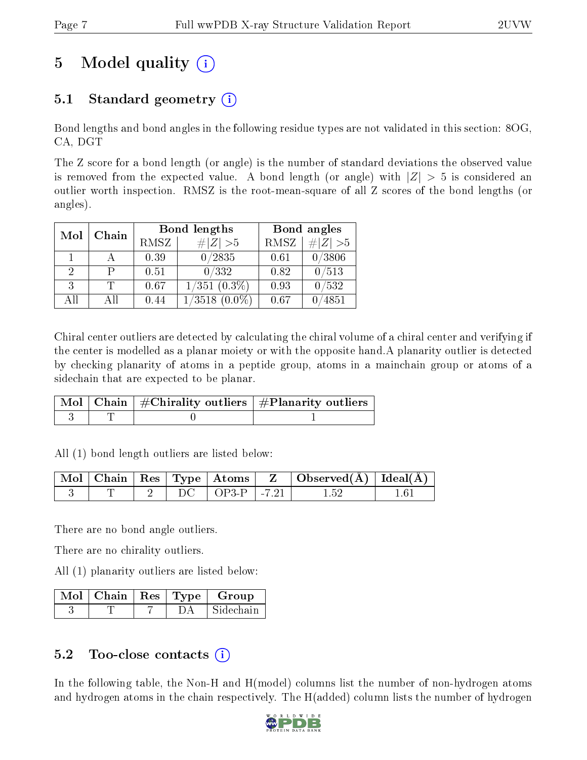# 5 Model quality (i)

## 5.1 Standard geometry (i)

Bond lengths and bond angles in the following residue types are not validated in this section: 8OG, CA, DGT

The Z score for a bond length (or angle) is the number of standard deviations the observed value is removed from the expected value. A bond length (or angle) with $|Z| > 5$ is considered an outlier worth inspection. RMSZ is the root-mean-square of all Z scores of the bond lengths (or angles).

| Mol | Chain | Bond lengths | | Bond angles | |
|---|---|---|---|---|---|
| | | RMSZ | $\#\|Z\| > 5$ | RMSZ | $\#\|Z\| > 5$ |
| 1 | A | 0.39 | 0/2835 | 0.61 | 0/3806 |
| 2 | P | 0.51 | 0/332 | 0.82 | 0/513 |
| 3 | T | 0.67 | 1/351 (0.3%) | 0.93 | 0/532 |
| All | All | 0.44 | 1/3518 (0.0%) | 0.67 | 0/4851 |

Chiral center outliers are detected by calculating the chiral volume of a chiral center and verifying if the center is modelled as a planar moiety or with the opposite hand.A planarity outlier is detected by checking planarity of atoms in a peptide group, atoms in a mainchain group or atoms of a sidechain that are expected to be planar.

| Mol | Chain | #Chirality outliers | #Planarity outliers |
|---|---|---|---|
| 3 | T | 0 | 1 |

All (1) bond length outliers are listed below:

| Mol | Chain | Res | Type | Atoms | Z | Observed(Å) | Ideal(Å) |
|---|---|---|---|---|---|---|---|
| 3 | T | 2 | DC | OP3-P | -7.21 | 1.52 | 1.61 |

There are no bond angle outliers.

There are no chirality outliers.

All (1) planarity outliers are listed below:

| Mol | Chain | Res | Type | Group |
|---|---|---|---|---|
| 3 | T | 7 | DA | Sidechain |

## 5.2 Too-close contacts (i)

In the following table, the Non-H and H(model) columns list the number of non-hydrogen atoms and hydrogen atoms in the chain respectively. The H(added) column lists the number of hydrogen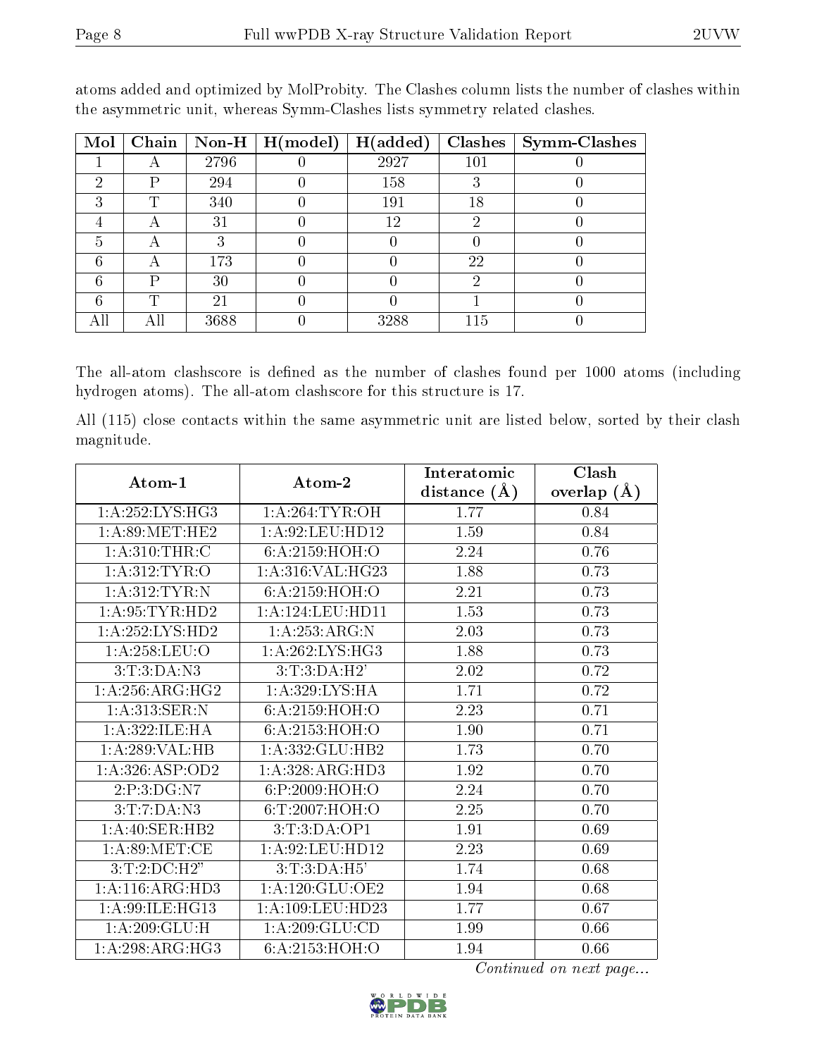atoms added and optimized by MolProbity. The Clashes column lists the number of clashes within the asymmetric unit, whereas Symm-Clashes lists symmetry related clashes.

| Mol | Chain | Non-H | H(model) | H(added) | Clashes | Symm-Clashes |
|---|---|---|---|---|---|---|
| 1 | A | 2796 | 0 | 2927 | 101 | 0 |
| 2 | P | 294 | 0 | 158 | 3 | 0 |
| 3 | T | 340 | 0 | 191 | 18 | 0 |
| 4 | A | 31 | 0 | 12 | 2 | 0 |
| 5 | A | 3 | 0 | 0 | 0 | 0 |
| 6 | A | 173 | 0 | 0 | 22 | 0 |
| 6 | P | 30 | 0 | 0 | 2 | 0 |
| 6 | T | 21 | 0 | 0 | 1 | 0 |
| All | All | 3688 | 0 | 3288 | 115 | 0 |

The all-atom clashscore is defined as the number of clashes found per 1000 atoms (including hydrogen atoms). The all-atom clashscore for this structure is 17.

All (115) close contacts within the same asymmetric unit are listed below, sorted by their clash magnitude.

| Atom-1 | Atom-2 | Interatomic distance (Å) | Clash overlap (Å) |
|---|---|---|---|
| 1:A:252:LYS:HG3 | 1:A:264:TYR:OH | 1.77 | 0.84 |
| 1:A:89:MET:HE2 | 1:A:92:LEU:HD12 | 1.59 | 0.84 |
| 1:A:310:THR:C | 6:A:2159:HOH:O | 2.24 | 0.76 |
| 1:A:312:TYR:O | 1:A:316:VAL:HG23 | 1.88 | 0.73 |
| 1:A:312:TYR:N | 6:A:2159:HOH:O | 2.21 | 0.73 |
| 1:A:95:TYR:HD2 | 1:A:124:LEU:HD11 | 1.53 | 0.73 |
| 1:A:252:LYS:HD2 | 1:A:253:ARG:N | 2.03 | 0.73 |
| 1:A:258:LEU:O | 1:A:262:LYS:HG3 | 1.88 | 0.73 |
| 3:T:3:DA:N3 | 3:T:3:DA:H2' | 2.02 | 0.72 |
| 1:A:256:ARG:HG2 | 1:A:329:LYS:HA | 1.71 | 0.72 |
| 1:A:313:SER:N | 6:A:2159:HOH:O | 2.23 | 0.71 |
| 1:A:322:ILE:HA | 6:A:2153:HOH:O | 1.90 | 0.71 |
| 1:A:289:VAL:HB | 1:A:332:GLU:HB2 | 1.73 | 0.70 |
| 1:A:326:ASP:OD2 | 1:A:328:ARG:HD3 | 1.92 | 0.70 |
| 2:P:3:DG:N7 | 6:P:2009:HOH:O | 2.24 | 0.70 |
| 3:T:7:DA:N3 | 6:T:2007:HOH:O | 2.25 | 0.70 |
| 1:A:40:SER:HB2 | 3:T:3:DA:OP1 | 1.91 | 0.69 |
| 1:A:89:MET:CE | 1:A:92:LEU:HD12 | 2.23 | 0.69 |
| 3:T:2:DC:H2" | 3:T:3:DA:H5' | 1.74 | 0.68 |
| 1:A:116:ARG:HD3 | 1:A:120:GLU:OE2 | 1.94 | 0.68 |
| 1:A:99:ILE:HG13 | 1:A:109:LEU:HD23 | 1.77 | 0.67 |
| 1:A:209:GLU:H | 1:A:209:GLU:CD | 1.99 | 0.66 |
| 1:A:298:ARG:HG3 | 6:A:2153:HOH:O | 1.94 | 0.66 |

*Continued on next page...*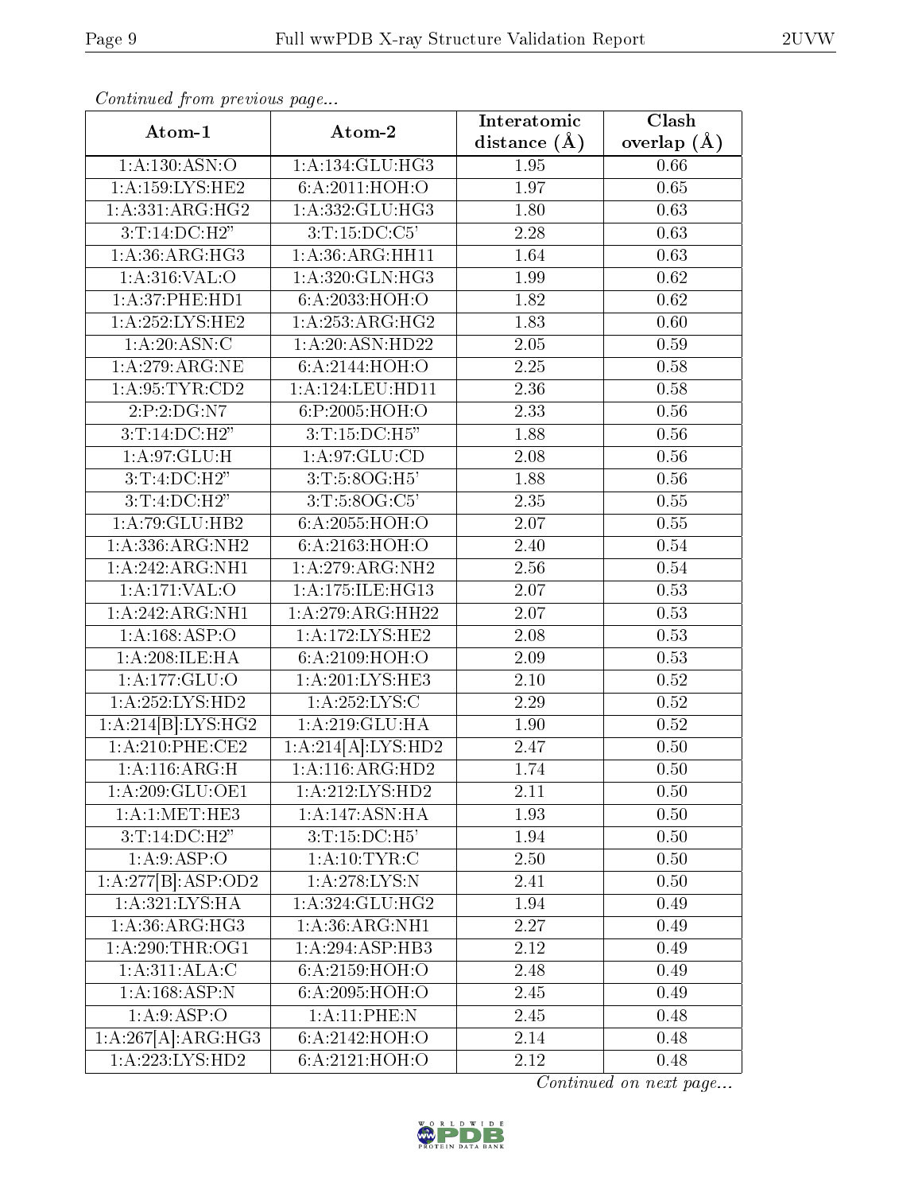*Continued from previous page...*

| Atom-1 | Atom-2 | Interatomic distance (Å) | Clash overlap (Å) |
| --- | --- | --- | --- |
| 1:A:130:ASN:O | 1:A:134:GLU:HG3 | 1.95 | 0.66 |
| 1:A:159:LYS:HE2 | 6:A:2011:HOH:O | 1.97 | 0.65 |
| 1:A:331:ARG:HG2 | 1:A:332:GLU:HG3 | 1.80 | 0.63 |
| 3:T:14:DC:H2" | 3:T:15:DC:C5' | 2.28 | 0.63 |
| 1:A:36:ARG:HG3 | 1:A:36:ARG:HH11 | 1.64 | 0.63 |
| 1:A:316:VAL:O | 1:A:320:GLN:HG3 | 1.99 | 0.62 |
| 1:A:37:PHE:HD1 | 6:A:2033:HOH:O | 1.82 | 0.62 |
| 1:A:252:LYS:HE2 | 1:A:253:ARG:HG2 | 1.83 | 0.60 |
| 1:A:20:ASN:C | 1:A:20:ASN:HD22 | 2.05 | 0.59 |
| 1:A:279:ARG:NE | 6:A:2144:HOH:O | 2.25 | 0.58 |
| 1:A:95:TYR:CD2 | 1:A:124:LEU:HD11 | 2.36 | 0.58 |
| 2:P:2:DG:N7 | 6:P:2005:HOH:O | 2.33 | 0.56 |
| 3:T:14:DC:H2" | 3:T:15:DC:H5" | 1.88 | 0.56 |
| 1:A:97:GLU:H | 1:A:97:GLU:CD | 2.08 | 0.56 |
| 3:T:4:DC:H2" | 3:T:5:8OG:H5' | 1.88 | 0.56 |
| 3:T:4:DC:H2" | 3:T:5:8OG:C5' | 2.35 | 0.55 |
| 1:A:79:GLU:HB2 | 6:A:2055:HOH:O | 2.07 | 0.55 |
| 1:A:336:ARG:NH2 | 6:A:2163:HOH:O | 2.40 | 0.54 |
| 1:A:242:ARG:NH1 | 1:A:279:ARG:NH2 | 2.56 | 0.54 |
| 1:A:171:VAL:O | 1:A:175:ILE:HG13 | 2.07 | 0.53 |
| 1:A:242:ARG:NH1 | 1:A:279:ARG:HH22 | 2.07 | 0.53 |
| 1:A:168:ASP:O | 1:A:172:LYS:HE2 | 2.08 | 0.53 |
| 1:A:208:ILE:HA | 6:A:2109:HOH:O | 2.09 | 0.53 |
| 1:A:177:GLU:O | 1:A:201:LYS:HE3 | 2.10 | 0.52 |
| 1:A:252:LYS:HD2 | 1:A:252:LYS:C | 2.29 | 0.52 |
| 1:A:214[B]:LYS:HG2 | 1:A:219:GLU:HA | 1.90 | 0.52 |
| 1:A:210:PHE:CE2 | 1:A:214[A]:LYS:HD2 | 2.47 | 0.50 |
| 1:A:116:ARG:H | 1:A:116:ARG:HD2 | 1.74 | 0.50 |
| 1:A:209:GLU:OE1 | 1:A:212:LYS:HD2 | 2.11 | 0.50 |
| 1:A:1:MET:HE3 | 1:A:147:ASN:HA | 1.93 | 0.50 |
| 3:T:14:DC:H2" | 3:T:15:DC:H5' | 1.94 | 0.50 |
| 1:A:9:ASP:O | 1:A:10:TYR:C | 2.50 | 0.50 |
| 1:A:277[B]:ASP:OD2 | 1:A:278:LYS:N | 2.41 | 0.50 |
| 1:A:321:LYS:HA | 1:A:324:GLU:HG2 | 1.94 | 0.49 |
| 1:A:36:ARG:HG3 | 1:A:36:ARG:NH1 | 2.27 | 0.49 |
| 1:A:290:THR:OG1 | 1:A:294:ASP:HB3 | 2.12 | 0.49 |
| 1:A:311:ALA:C | 6:A:2159:HOH:O | 2.48 | 0.49 |
| 1:A:168:ASP:N | 6:A:2095:HOH:O | 2.45 | 0.49 |
| 1:A:9:ASP:O | 1:A:11:PHE:N | 2.45 | 0.48 |
| 1:A:267[A]:ARG:HG3 | 6:A:2142:HOH:O | 2.14 | 0.48 |
| 1:A:223:LYS:HD2 | 6:A:2121:HOH:O | 2.12 | 0.48 |

*Continued on next page...*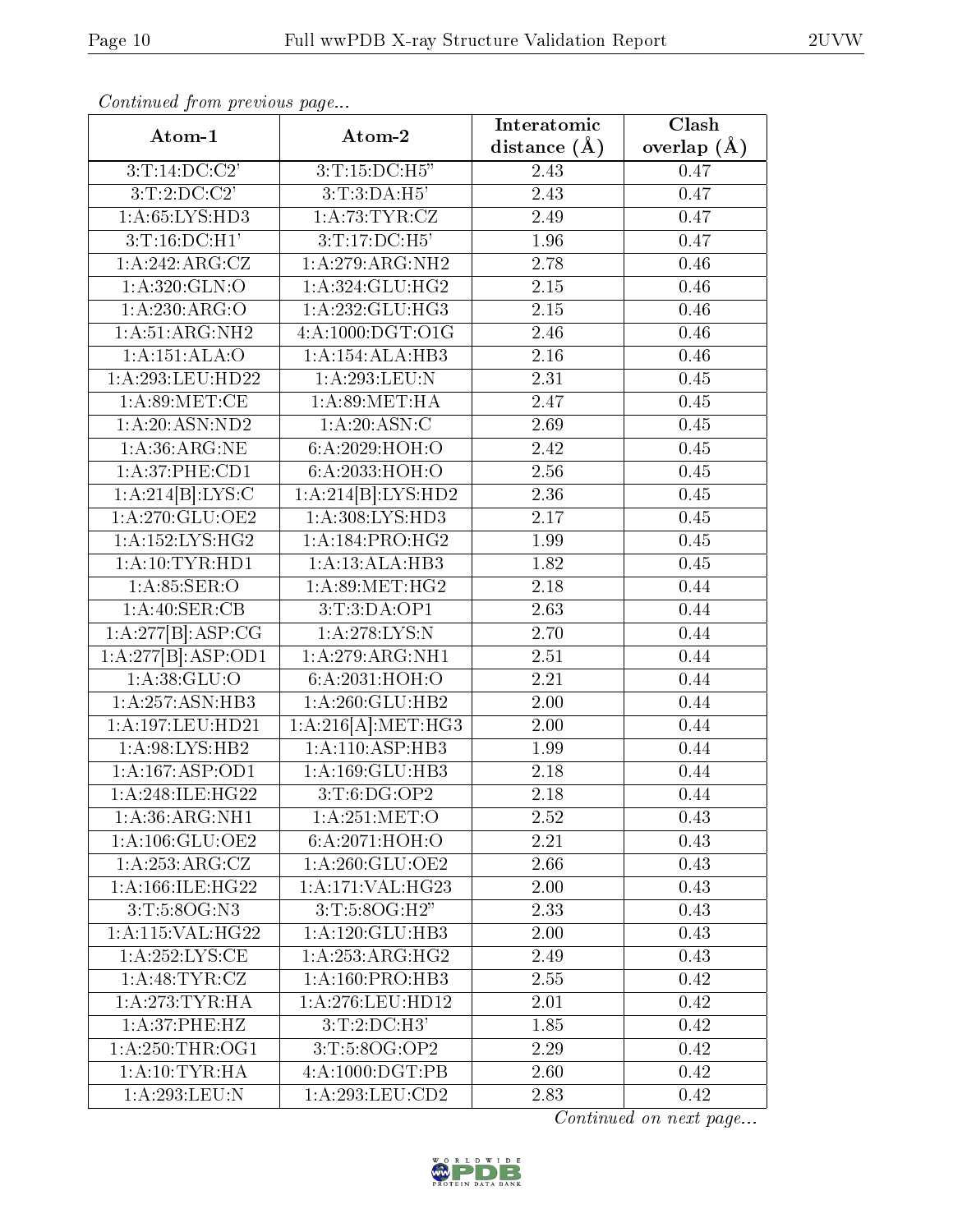*Continued from previous page...*

| Atom-1 | Atom-2 | Interatomic distance (Å) | Clash overlap (Å) |
|---|---|---|---|
| 3:T:14:DC:C2' | 3:T:15:DC:H5" | 2.43 | 0.47 |
| 3:T:2:DC:C2' | 3:T:3:DA:H5' | 2.43 | 0.47 |
| 1:A:65:LYS:HD3 | 1:A:73:TYR:CZ | 2.49 | 0.47 |
| 3:T:16:DC:H1' | 3:T:17:DC:H5' | 1.96 | 0.47 |
| 1:A:242:ARG:CZ | 1:A:279:ARG:NH2 | 2.78 | 0.46 |
| 1:A:320:GLN:O | 1:A:324:GLU:HG2 | 2.15 | 0.46 |
| 1:A:230:ARG:O | 1:A:232:GLU:HG3 | 2.15 | 0.46 |
| 1:A:51:ARG:NH2 | 4:A:1000:DGT:O1G | 2.46 | 0.46 |
| 1:A:151:ALA:O | 1:A:154:ALA:HB3 | 2.16 | 0.46 |
| 1:A:293:LEU:HD22 | 1:A:293:LEU:N | 2.31 | 0.45 |
| 1:A:89:MET:CE | 1:A:89:MET:HA | 2.47 | 0.45 |
| 1:A:20:ASN:ND2 | 1:A:20:ASN:C | 2.69 | 0.45 |
| 1:A:36:ARG:NE | 6:A:2029:HOH:O | 2.42 | 0.45 |
| 1:A:37:PHE:CD1 | 6:A:2033:HOH:O | 2.56 | 0.45 |
| 1:A:214[B]:LYS:C | 1:A:214[B]:LYS:HD2 | 2.36 | 0.45 |
| 1:A:270:GLU:OE2 | 1:A:308:LYS:HD3 | 2.17 | 0.45 |
| 1:A:152:LYS:HG2 | 1:A:184:PRO:HG2 | 1.99 | 0.45 |
| 1:A:10:TYR:HD1 | 1:A:13:ALA:HB3 | 1.82 | 0.45 |
| 1:A:85:SER:O | 1:A:89:MET:HG2 | 2.18 | 0.44 |
| 1:A:40:SER:CB | 3:T:3:DA:OP1 | 2.63 | 0.44 |
| 1:A:277[B]:ASP:CG | 1:A:278:LYS:N | 2.70 | 0.44 |
| 1:A:277[B]:ASP:OD1 | 1:A:279:ARG:NH1 | 2.51 | 0.44 |
| 1:A:38:GLU:O | 6:A:2031:HOH:O | 2.21 | 0.44 |
| 1:A:257:ASN:HB3 | 1:A:260:GLU:HB2 | 2.00 | 0.44 |
| 1:A:197:LEU:HD21 | 1:A:216[A]:MET:HG3 | 2.00 | 0.44 |
| 1:A:98:LYS:HB2 | 1:A:110:ASP:HB3 | 1.99 | 0.44 |
| 1:A:167:ASP:OD1 | 1:A:169:GLU:HB3 | 2.18 | 0.44 |
| 1:A:248:ILE:HG22 | 3:T:6:DG:OP2 | 2.18 | 0.44 |
| 1:A:36:ARG:NH1 | 1:A:251:MET:O | 2.52 | 0.43 |
| 1:A:106:GLU:OE2 | 6:A:2071:HOH:O | 2.21 | 0.43 |
| 1:A:253:ARG:CZ | 1:A:260:GLU:OE2 | 2.66 | 0.43 |
| 1:A:166:ILE:HG22 | 1:A:171:VAL:HG23 | 2.00 | 0.43 |
| 3:T:5:8OG:N3 | 3:T:5:8OG:H2" | 2.33 | 0.43 |
| 1:A:115:VAL:HG22 | 1:A:120:GLU:HB3 | 2.00 | 0.43 |
| 1:A:252:LYS:CE | 1:A:253:ARG:HG2 | 2.49 | 0.43 |
| 1:A:48:TYR:CZ | 1:A:160:PRO:HB3 | 2.55 | 0.42 |
| 1:A:273:TYR:HA | 1:A:276:LEU:HD12 | 2.01 | 0.42 |
| 1:A:37:PHE:HZ | 3:T:2:DC:H3' | 1.85 | 0.42 |
| 1:A:250:THR:OG1 | 3:T:5:8OG:OP2 | 2.29 | 0.42 |
| 1:A:10:TYR:HA | 4:A:1000:DGT:PB | 2.60 | 0.42 |
| 1:A:293:LEU:N | 1:A:293:LEU:CD2 | 2.83 | 0.42 |

*Continued on next page...*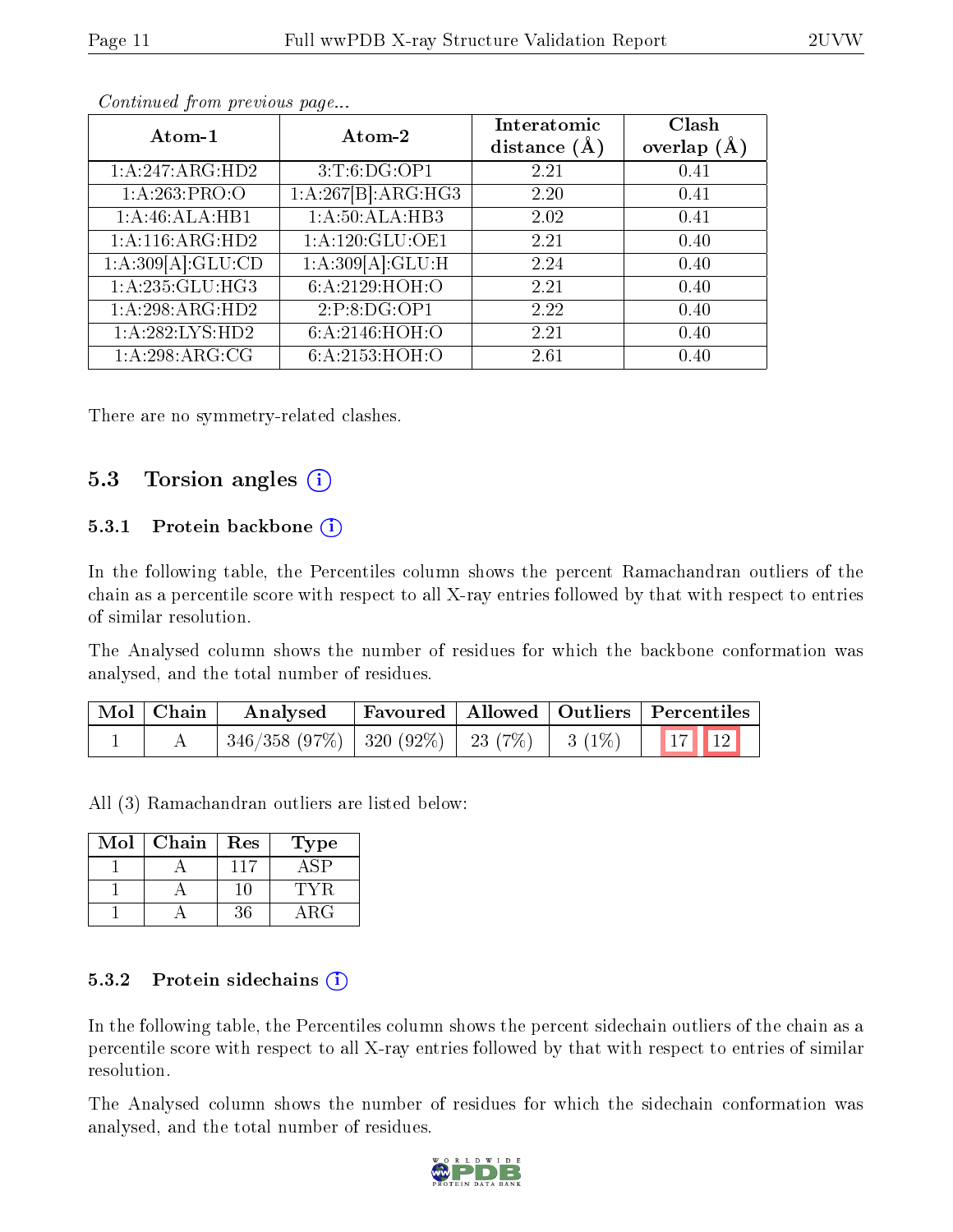*Continued from previous page...*

| Atom-1 | Atom-2 | Interatomic distance (Å) | Clash overlap (Å) |
|---|---|---|---|
| 1:A:247:ARG:HD2 | 3:T:6:DG:OP1 | 2.21 | 0.41 |
| 1:A:263:PRO:O | 1:A:267[B]:ARG:HG3 | 2.20 | 0.41 |
| 1:A:46:ALA:HB1 | 1:A:50:ALA:HB3 | 2.02 | 0.41 |
| 1:A:116:ARG:HD2 | 1:A:120:GLU:OE1 | 2.21 | 0.40 |
| 1:A:309[A]:GLU:CD | 1:A:309[A]:GLU:H | 2.24 | 0.40 |
| 1:A:235:GLU:HG3 | 6:A:2129:HOH:O | 2.21 | 0.40 |
| 1:A:298:ARG:HD2 | 2:P:8:DG:OP1 | 2.22 | 0.40 |
| 1:A:282:LYS:HD2 | 6:A:2146:HOH:O | 2.21 | 0.40 |
| 1:A:298:ARG:CG | 6:A:2153:HOH:O | 2.61 | 0.40 |

There are no symmetry-related clashes.

## 5.3 Torsion angles

### 5.3.1 Protein backbone

In the following table, the Percentiles column shows the percent Ramachandran outliers of the chain as a percentile score with respect to all X-ray entries followed by that with respect to entries of similar resolution.

The Analysed column shows the number of residues for which the backbone conformation was analysed, and the total number of residues.

| Mol | Chain | Analysed | Favoured | Allowed | Outliers | Percentiles |
|---|---|---|---|---|---|---|
| 1 | A | 346/358 (97%) | 320 (92%) | 23 (7%) | 3 (1%) | 17 12 |

All (3) Ramachandran outliers are listed below:

| Mol | Chain | Res | Type |
|---|---|---|---|
| 1 | A | 117 | ASP |
| 1 | A | 10 | TYR |
| 1 | A | 36 | ARG |

### 5.3.2 Protein sidechains

In the following table, the Percentiles column shows the percent sidechain outliers of the chain as a percentile score with respect to all X-ray entries followed by that with respect to entries of similar resolution.

The Analysed column shows the number of residues for which the sidechain conformation was analysed, and the total number of residues.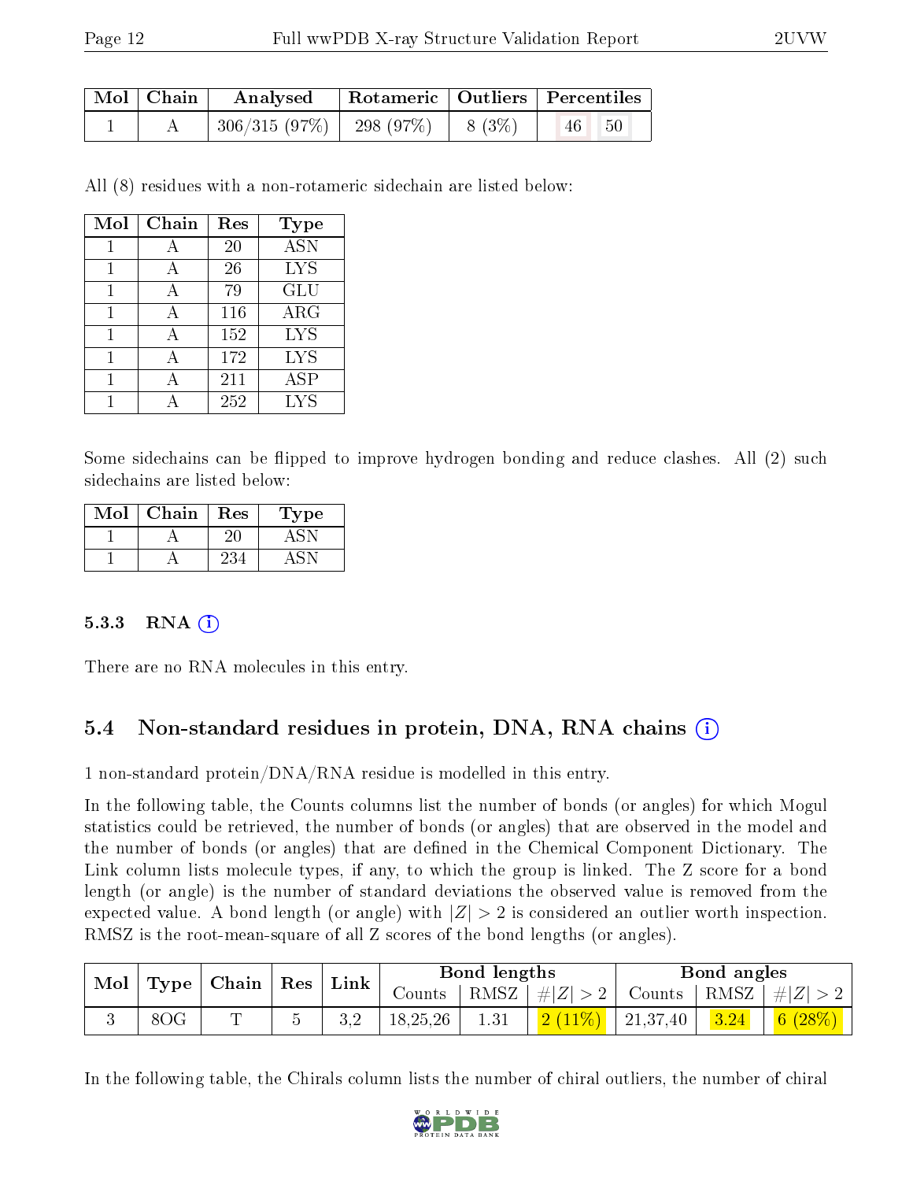| Mol | Chain | Analysed | Rotameric | Outliers | Percentiles | |
|---|---|---|---|---|---|---|
| 1 | A | 306/315 (97%) | 298 (97%) | 8 (3%) | 46 | 50 |

All (8) residues with a non-rotameric sidechain are listed below:

| Mol | Chain | Res | Type |
|---|---|---|---|
| 1 | A | 20 | ASN |
| 1 | A | 26 | LYS |
| 1 | A | 79 | GLU |
| 1 | A | 116 | ARG |
| 1 | A | 152 | LYS |
| 1 | A | 172 | LYS |
| 1 | A | 211 | ASP |
| 1 | A | 252 | LYS |

Some sidechains can be flipped to improve hydrogen bonding and reduce clashes. All (2) such sidechains are listed below:

| Mol | Chain | Res | Type |
|---|---|---|---|
| 1 | A | 20 | ASN |
| 1 | A | 234 | ASN |

#### 5.3.3 RNA

There are no RNA molecules in this entry.

### 5.4 Non-standard residues in protein, DNA, RNA chains

1 non-standard protein/DNA/RNA residue is modelled in this entry.

In the following table, the Counts columns list the number of bonds (or angles) for which Mogul statistics could be retrieved, the number of bonds (or angles) that are observed in the model and the number of bonds (or angles) that are defined in the Chemical Component Dictionary. The Link column lists molecule types, if any, to which the group is linked. The Z score for a bond length (or angle) is the number of standard deviations the observed value is removed from the expected value. A bond length (or angle) with $|Z| > 2$ is considered an outlier worth inspection. RMSZ is the root-mean-square of all Z scores of the bond lengths (or angles).

| Mol | Type | Chain | Res | Link | Bond lengths | | | Bond angles | | |
|---|---|---|---|---|---|---|---|---|---|---|
| | | | | | Counts | RMSZ | $\#\|Z\| > 2$ | Counts | RMSZ | $\#\|Z\| > 2$ |
| 3 | 8OG | T | 5 | 3,2 | 18,25,26 | 1.31 | 2 (11%) | 21,37,40 | 3.24 | 6 (28%) |

In the following table, the Chirals column lists the number of chiral outliers, the number of chiral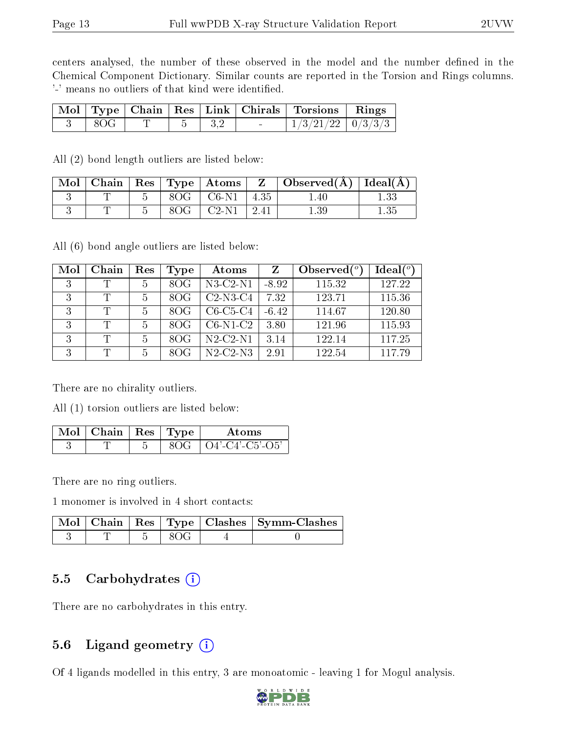centers analysed, the number of these observed in the model and the number defined in the Chemical Component Dictionary. Similar counts are reported in the Torsion and Rings columns. '-' means no outliers of that kind were identified.

| Mol | Type | Chain | Res | Link | Chirals | Torsions | Rings |
|---|---|---|---|---|---|---|---|
| 3 | 8OG | T | 5 | 3,2 | - | 1/3/21/22 | 0/3/3/3 |

All (2) bond length outliers are listed below:

| Mol | Chain | Res | Type | Atoms | Z | Observed(Å) | Ideal(Å) |
|---|---|---|---|---|---|---|---|
| 3 | T | 5 | 8OG | C6-N1 | 4.35 | 1.40 | 1.33 |
| 3 | T | 5 | 8OG | C2-N1 | 2.41 | 1.39 | 1.35 |

All (6) bond angle outliers are listed below:

| Mol | Chain | Res | Type | Atoms | Z | Observed(°) | Ideal(°) |
|---|---|---|---|---|---|---|---|
| 3 | T | 5 | 8OG | N3-C2-N1 | -8.92 | 115.32 | 127.22 |
| 3 | T | 5 | 8OG | C2-N3-C4 | 7.32 | 123.71 | 115.36 |
| 3 | T | 5 | 8OG | C6-C5-C4 | -6.42 | 114.67 | 120.80 |
| 3 | T | 5 | 8OG | C6-N1-C2 | 3.80 | 121.96 | 115.93 |
| 3 | T | 5 | 8OG | N2-C2-N1 | 3.14 | 122.14 | 117.25 |
| 3 | T | 5 | 8OG | N2-C2-N3 | 2.91 | 122.54 | 117.79 |

There are no chirality outliers.

All (1) torsion outliers are listed below:

| Mol | Chain | Res | Type | Atoms |
|---|---|---|---|---|
| 3 | T | 5 | 8OG | O4'-C4'-C5'-O5' |

There are no ring outliers.

1 monomer is involved in 4 short contacts:

| Mol | Chain | Res | Type | Clashes | Symm-Clashes |
|---|---|---|---|---|---|
| 3 | T | 5 | 8OG | 4 | 0 |

## 5.5 Carbohydrates

There are no carbohydrates in this entry.

## 5.6 Ligand geometry

Of 4 ligands modelled in this entry, 3 are monoatomic - leaving 1 for Mogul analysis.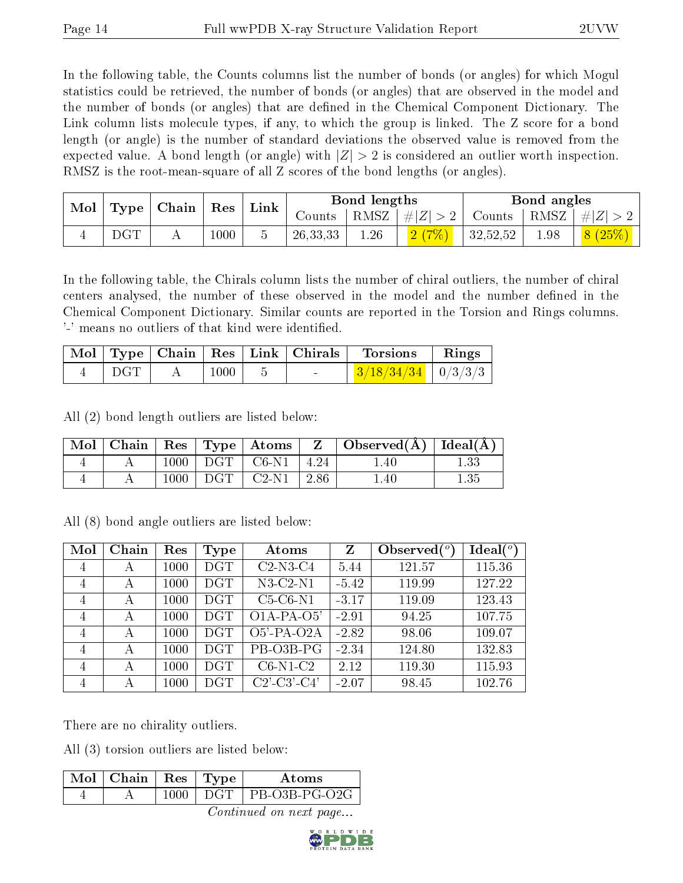In the following table, the Counts columns list the number of bonds (or angles) for which Mogul statistics could be retrieved, the number of bonds (or angles) that are observed in the model and the number of bonds (or angles) that are defined in the Chemical Component Dictionary. The Link column lists molecule types, if any, to which the group is linked. The Z score for a bond length (or angle) is the number of standard deviations the observed value is removed from the expected value. A bond length (or angle) with $|Z| > 2$ is considered an outlier worth inspection. RMSZ is the root-mean-square of all Z scores of the bond lengths (or angles).

| Mol | Type | Chain | Res | Link | Bond lengths | | | Bond angles | | |
|---|---|---|---|---|---|---|---|---|---|---|
| | | | | | Counts | RMSZ | $\#\|Z\| > 2$ | Counts | RMSZ | $\#\|Z\| > 2$ |
| 4 | DGT | A | 1000 | 5 | 26,33,33 | 1.26 | 2 (7%) | 32,52,52 | 1.98 | 8 (25%) |

In the following table, the Chirals column lists the number of chiral outliers, the number of chiral centers analysed, the number of these observed in the model and the number defined in the Chemical Component Dictionary. Similar counts are reported in the Torsion and Rings columns. '-' means no outliers of that kind were identified.

| Mol | Type | Chain | Res | Link | Chirals | Torsions | Rings |
|---|---|---|---|---|---|---|---|
| 4 | DGT | A | 1000 | 5 | - | 3/18/34/34 | 0/3/3/3 |

All (2) bond length outliers are listed below:

| Mol | Chain | Res | Type | Atoms | Z | Observed(Å) | Ideal(Å) |
|---|---|---|---|---|---|---|---|
| 4 | A | 1000 | DGT | C6-N1 | 4.24 | 1.40 | 1.33 |
| 4 | A | 1000 | DGT | C2-N1 | 2.86 | 1.40 | 1.35 |

All (8) bond angle outliers are listed below:

| Mol | Chain | Res | Type | Atoms | Z | Observed($^o$) | Ideal($^o$) |
|---|---|---|---|---|---|---|---|
| 4 | A | 1000 | DGT | C2-N3-C4 | 5.44 | 121.57 | 115.36 |
| 4 | A | 1000 | DGT | N3-C2-N1 | -5.42 | 119.99 | 127.22 |
| 4 | A | 1000 | DGT | C5-C6-N1 | -3.17 | 119.09 | 123.43 |
| 4 | A | 1000 | DGT | O1A-PA-O5' | -2.91 | 94.25 | 107.75 |
| 4 | A | 1000 | DGT | O5'-PA-O2A | -2.82 | 98.06 | 109.07 |
| 4 | A | 1000 | DGT | PB-O3B-PG | -2.34 | 124.80 | 132.83 |
| 4 | A | 1000 | DGT | C6-N1-C2 | 2.12 | 119.30 | 115.93 |
| 4 | A | 1000 | DGT | C2'-C3'-C4' | -2.07 | 98.45 | 102.76 |

There are no chirality outliers.

All (3) torsion outliers are listed below:

| Mol | Chain | Res | Type | Atoms |
|---|---|---|---|---|
| 4 | A | 1000 | DGT | PB-O3B-PG-O2G |

*Continued on next page...*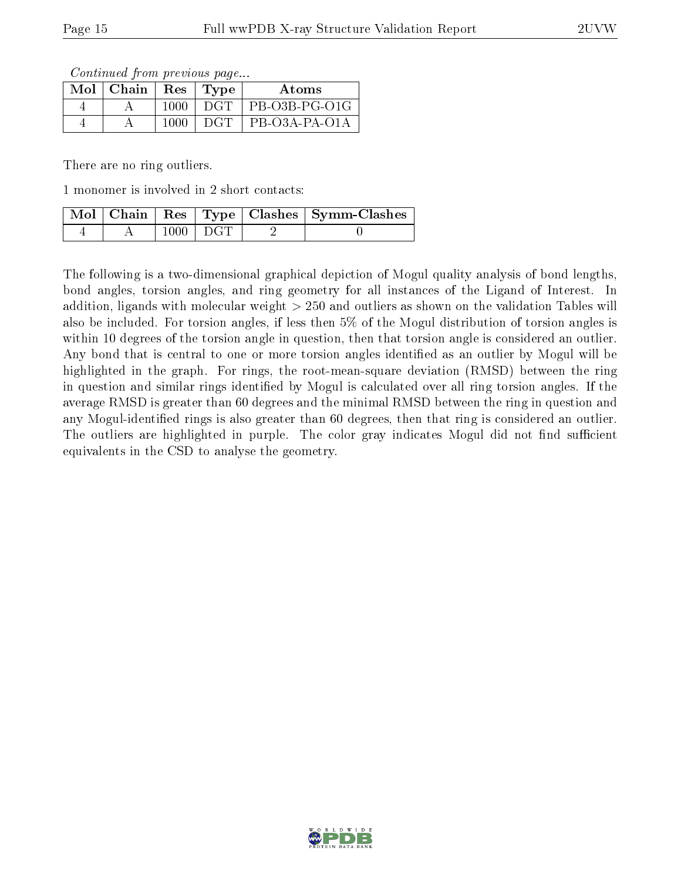*Continued from previous page...*

| Mol | Chain | Res | Type | Atoms |
|---|---|---|---|---|
| 4 | A | 1000 | DGT | PB-O3B-PG-O1G |
| 4 | A | 1000 | DGT | PB-O3A-PA-O1A |

There are no ring outliers.

1 monomer is involved in 2 short contacts:

| Mol | Chain | Res | Type | Clashes | Symm-Clashes |
|---|---|---|---|---|---|
| 4 | A | 1000 | DGT | 2 | 0 |

The following is a two-dimensional graphical depiction of Mogul quality analysis of bond lengths, bond angles, torsion angles, and ring geometry for all instances of the Ligand of Interest. In addition, ligands with molecular weight > 250 and outliers as shown on the validation Tables will also be included. For torsion angles, if less then 5% of the Mogul distribution of torsion angles is within 10 degrees of the torsion angle in question, then that torsion angle is considered an outlier. Any bond that is central to one or more torsion angles identified as an outlier by Mogul will be highlighted in the graph. For rings, the root-mean-square deviation (RMSD) between the ring in question and similar rings identified by Mogul is calculated over all ring torsion angles. If the average RMSD is greater than 60 degrees and the minimal RMSD between the ring in question and any Mogul-identified rings is also greater than 60 degrees, then that ring is considered an outlier. The outliers are highlighted in purple. The color gray indicates Mogul did not find sufficient equivalents in the CSD to analyse the geometry.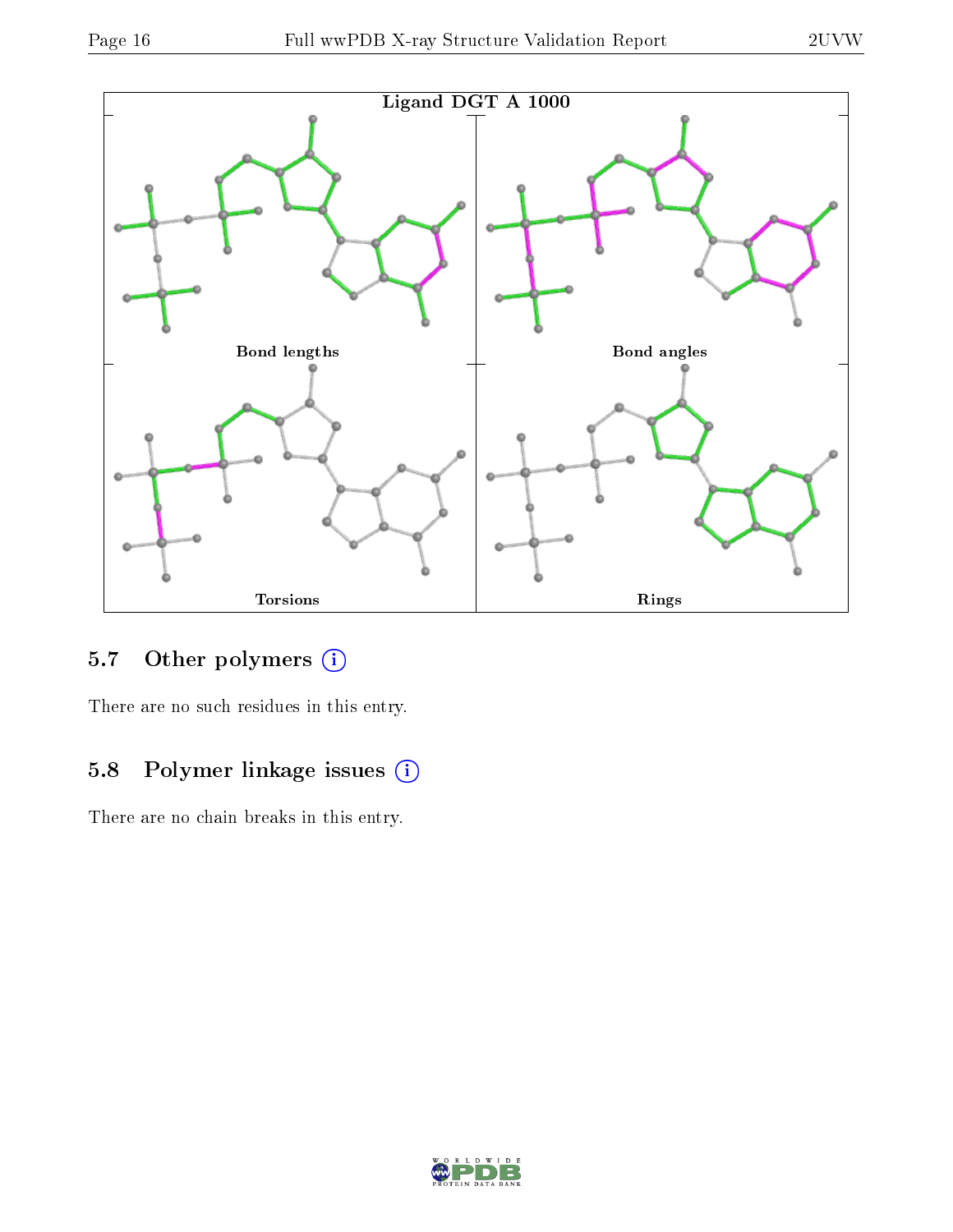Ligand DGT A 1000

Bond lengths

Bond angles

Torsions

Rings

### 5.7 Other polymers

There are no such residues in this entry.

### 5.8 Polymer linkage issues

There are no chain breaks in this entry.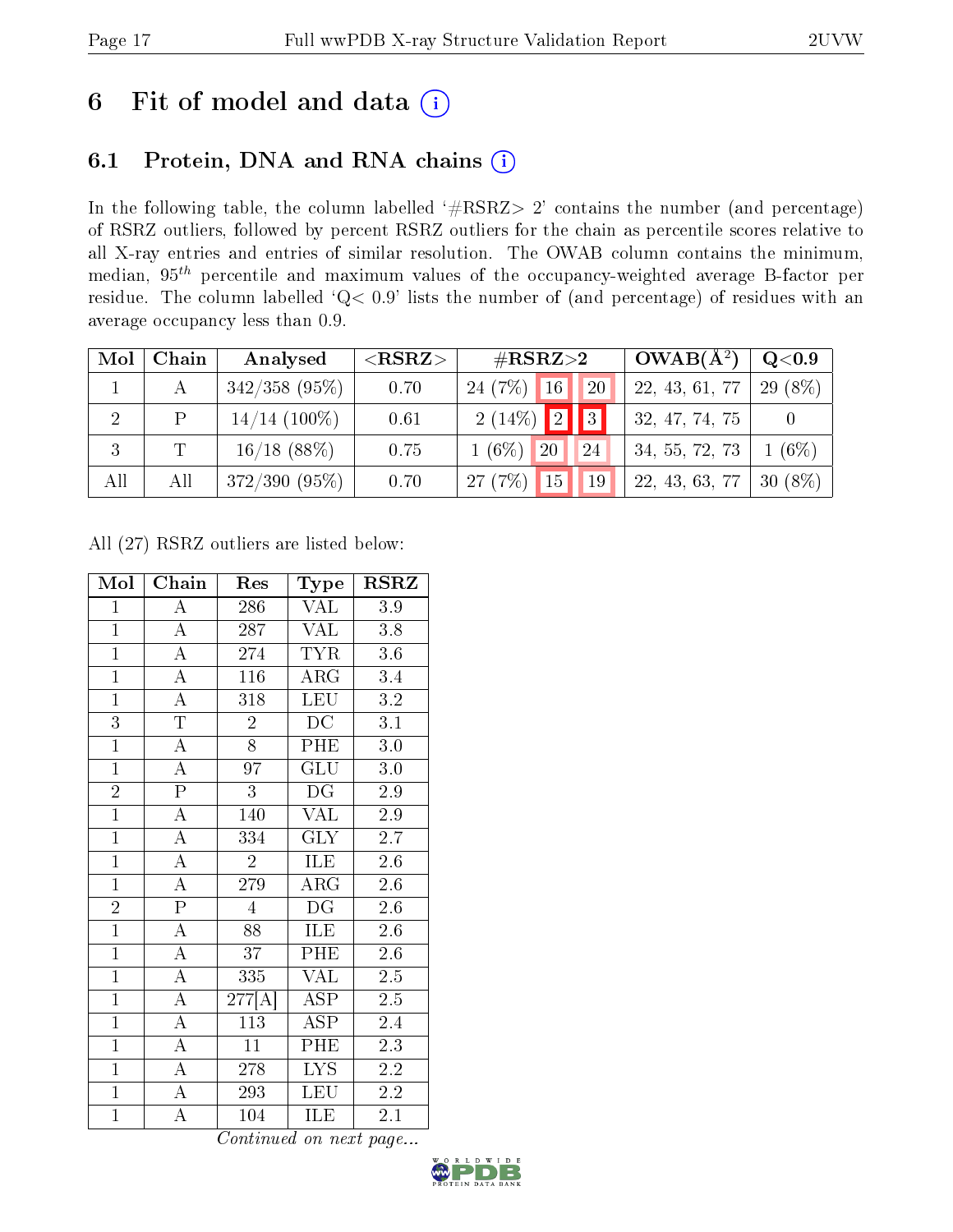# 6 Fit of model and data (i)

## 6.1 Protein, DNA and RNA chains (i)

In the following table, the column labelled '#RSRZ> 2' contains the number (and percentage) of RSRZ outliers, followed by percent RSRZ outliers for the chain as percentile scores relative to all X-ray entries and entries of similar resolution. The OWAB column contains the minimum, median, $95^{th}$ percentile and maximum values of the occupancy-weighted average B-factor per residue. The column labelled 'Q< 0.9' lists the number of (and percentage) of residues with an average occupancy less than 0.9.

| Mol | Chain | Analysed | <RSRZ> | #RSRZ>2 | | | OWAB(Å$^2$) | Q<0.9 |
|---|---|---|---|---|---|---|---|---|
| 1 | A | 342/358 (95%) | 0.70 | 24 (7%) | 16 | 20 | 22, 43, 61, 77 | 29 (8%) |
| 2 | P | 14/14 (100%) | 0.61 | 2 (14%) | 2 | 3 | 32, 47, 74, 75 | 0 |
| 3 | T | 16/18 (88%) | 0.75 | 1 (6%) | 20 | 24 | 34, 55, 72, 73 | 1 (6%) |
| All | All | 372/390 (95%) | 0.70 | 27 (7%) | 15 | 19 | 22, 43, 63, 77 | 30 (8%) |

All (27) RSRZ outliers are listed below:

| Mol | Chain | Res | Type | RSRZ |
|---|---|---|---|---|
| 1 | A | 286 | VAL | 3.9 |
| 1 | A | 287 | VAL | 3.8 |
| 1 | A | 274 | TYR | 3.6 |
| 1 | A | 116 | ARG | 3.4 |
| 1 | A | 318 | LEU | 3.2 |
| 3 | T | 2 | DC | 3.1 |
| 1 | A | 8 | PHE | 3.0 |
| 1 | A | 97 | GLU | 3.0 |
| 2 | P | 3 | DG | 2.9 |
| 1 | A | 140 | VAL | 2.9 |
| 1 | A | 334 | GLY | 2.7 |
| 1 | A | 2 | ILE | 2.6 |
| 1 | A | 279 | ARG | 2.6 |
| 2 | P | 4 | DG | 2.6 |
| 1 | A | 88 | ILE | 2.6 |
| 1 | A | 37 | PHE | 2.6 |
| 1 | A | 335 | VAL | 2.5 |
| 1 | A | 277[A] | ASP | 2.5 |
| 1 | A | 113 | ASP | 2.4 |
| 1 | A | 11 | PHE | 2.3 |
| 1 | A | 278 | LYS | 2.2 |
| 1 | A | 293 | LEU | 2.2 |
| 1 | A | 104 | ILE | 2.1 |

*Continued on next page...*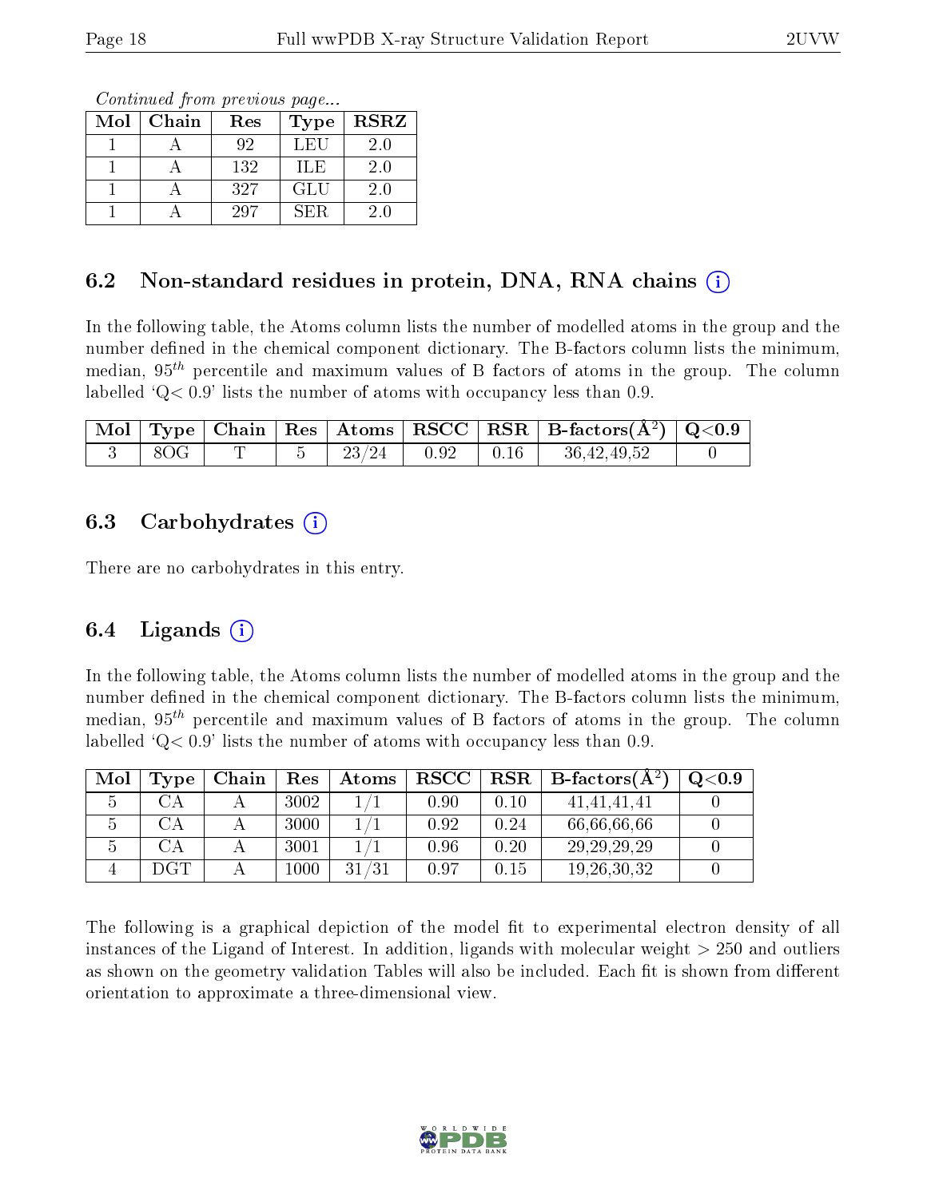*Continued from previous page...*

| Mol | Chain | Res | Type | RSRZ |
|---|---|---|---|---|
| 1 | A | 92 | LEU | 2.0 |
| 1 | A | 132 | ILE | 2.0 |
| 1 | A | 327 | GLU | 2.0 |
| 1 | A | 297 | SER | 2.0 |

## 6.2 Non-standard residues in protein, DNA, RNA chains (i)

In the following table, the Atoms column lists the number of modelled atoms in the group and the number defined in the chemical component dictionary. The B-factors column lists the minimum, median, $95^{th}$ percentile and maximum values of B factors of atoms in the group. The column labelled 'Q< 0.9' lists the number of atoms with occupancy less than 0.9.

| Mol | Type | Chain | Res | Atoms | RSCC | RSR | B-factors(Å$^2$) | Q<0.9 |
|---|---|---|---|---|---|---|---|---|
| 3 | 8OG | T | 5 | 23/24 | 0.92 | 0.16 | 36,42,49,52 | 0 |

## 6.3 Carbohydrates (i)

There are no carbohydrates in this entry.

## 6.4 Ligands (i)

In the following table, the Atoms column lists the number of modelled atoms in the group and the number defined in the chemical component dictionary. The B-factors column lists the minimum, median, $95^{th}$ percentile and maximum values of B factors of atoms in the group. The column labelled 'Q< 0.9' lists the number of atoms with occupancy less than 0.9.

| Mol | Type | Chain | Res | Atoms | RSCC | RSR | B-factors(Å$^2$) | Q<0.9 |
|---|---|---|---|---|---|---|---|---|
| 5 | CA | A | 3002 | 1/1 | 0.90 | 0.10 | 41,41,41,41 | 0 |
| 5 | CA | A | 3000 | 1/1 | 0.92 | 0.24 | 66,66,66,66 | 0 |
| 5 | CA | A | 3001 | 1/1 | 0.96 | 0.20 | 29,29,29,29 | 0 |
| 4 | DGT | A | 1000 | 31/31 | 0.97 | 0.15 | 19,26,30,32 | 0 |

The following is a graphical depiction of the model fit to experimental electron density of all instances of the Ligand of Interest. In addition, ligands with molecular weight > 250 and outliers as shown on the geometry validation Tables will also be included. Each fit is shown from different orientation to approximate a three-dimensional view.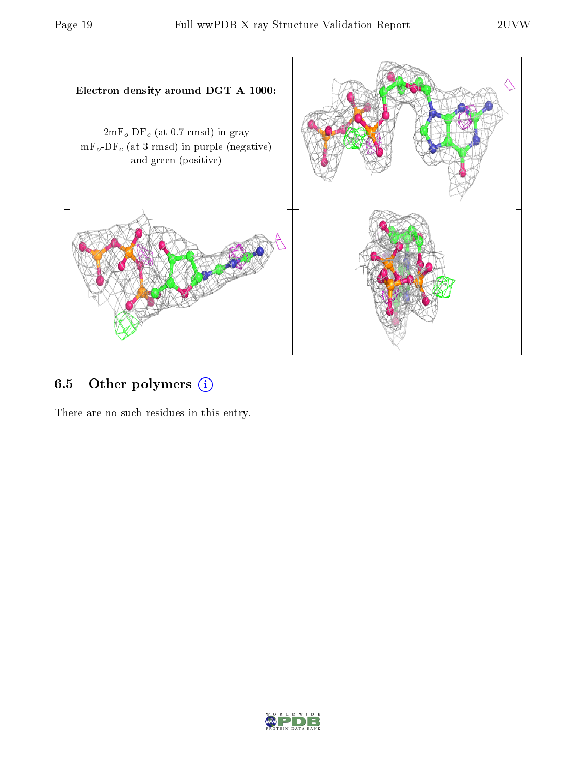**Electron density around DGT A 1000:**

$2mF_o$-$DF_c$ (at 0.7 rmsd) in gray
$mF_o$-$DF_c$ (at 3 rmsd) in purple (negative)
and green (positive)

## 6.5 Other polymers

There are no such residues in this entry.